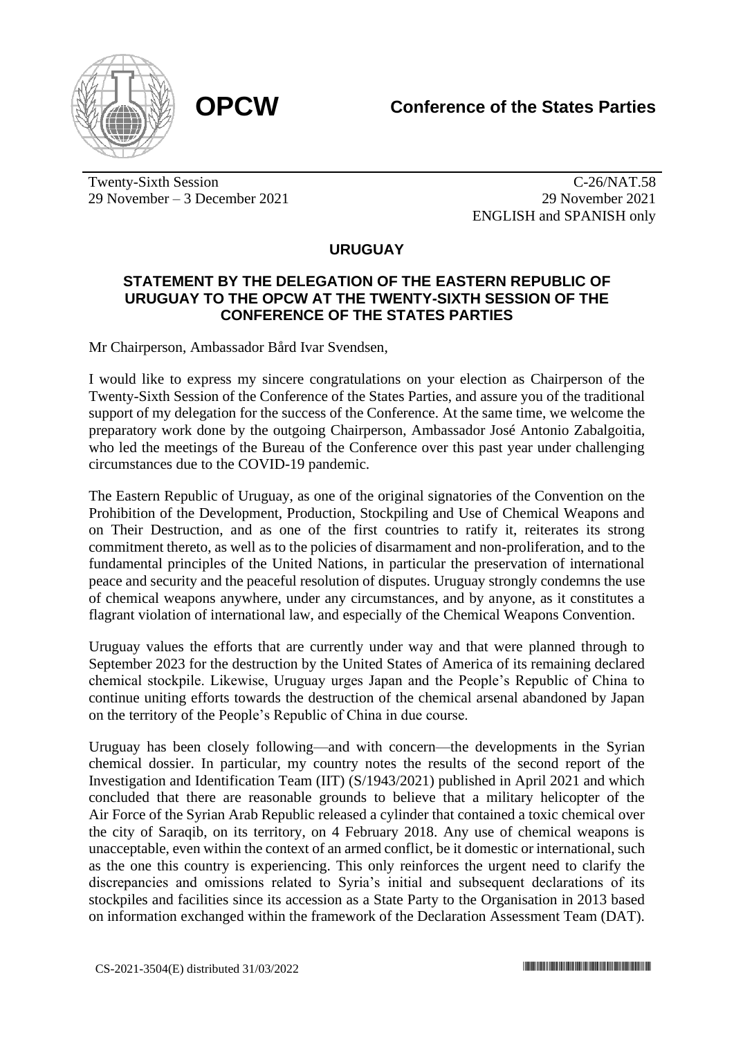**OPCW**

**Conference of the States Parties**

Twenty-Sixth Session
29 November – 3 December 2021

C-26/NAT.58
29 November 2021
ENGLISH and SPANISH only

## URUGUAY

### STATEMENT BY THE DELEGATION OF THE EASTERN REPUBLIC OF URUGUAY TO THE OPCW AT THE TWENTY-SIXTH SESSION OF THE CONFERENCE OF THE STATES PARTIES

Mr Chairperson, Ambassador Bård Ivar Svendsen,

I would like to express my sincere congratulations on your election as Chairperson of the Twenty-Sixth Session of the Conference of the States Parties, and assure you of the traditional support of my delegation for the success of the Conference. At the same time, we welcome the preparatory work done by the outgoing Chairperson, Ambassador José Antonio Zabalgoitia, who led the meetings of the Bureau of the Conference over this past year under challenging circumstances due to the COVID-19 pandemic.

The Eastern Republic of Uruguay, as one of the original signatories of the Convention on the Prohibition of the Development, Production, Stockpiling and Use of Chemical Weapons and on Their Destruction, and as one of the first countries to ratify it, reiterates its strong commitment thereto, as well as to the policies of disarmament and non-proliferation, and to the fundamental principles of the United Nations, in particular the preservation of international peace and security and the peaceful resolution of disputes. Uruguay strongly condemns the use of chemical weapons anywhere, under any circumstances, and by anyone, as it constitutes a flagrant violation of international law, and especially of the Chemical Weapons Convention.

Uruguay values the efforts that are currently under way and that were planned through to September 2023 for the destruction by the United States of America of its remaining declared chemical stockpile. Likewise, Uruguay urges Japan and the People's Republic of China to continue uniting efforts towards the destruction of the chemical arsenal abandoned by Japan on the territory of the People's Republic of China in due course.

Uruguay has been closely following—and with concern—the developments in the Syrian chemical dossier. In particular, my country notes the results of the second report of the Investigation and Identification Team (IIT) (S/1943/2021) published in April 2021 and which concluded that there are reasonable grounds to believe that a military helicopter of the Air Force of the Syrian Arab Republic released a cylinder that contained a toxic chemical over the city of Saraqib, on its territory, on 4 February 2018. Any use of chemical weapons is unacceptable, even within the context of an armed conflict, be it domestic or international, such as the one this country is experiencing. This only reinforces the urgent need to clarify the discrepancies and omissions related to Syria's initial and subsequent declarations of its stockpiles and facilities since its accession as a State Party to the Organisation in 2013 based on information exchanged within the framework of the Declaration Assessment Team (DAT).

CS-2021-3504(E) distributed 31/03/2022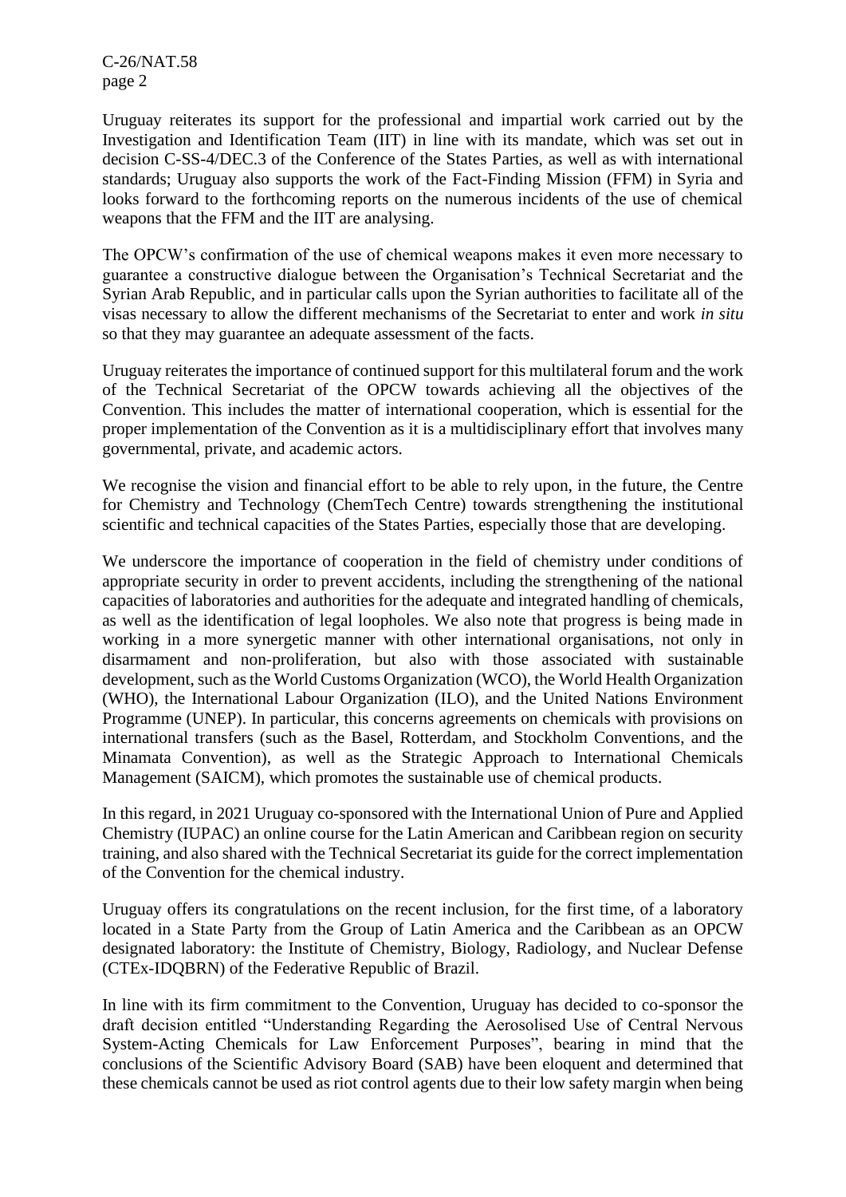Uruguay reiterates its support for the professional and impartial work carried out by the Investigation and Identification Team (IIT) in line with its mandate, which was set out in decision C-SS-4/DEC.3 of the Conference of the States Parties, as well as with international standards; Uruguay also supports the work of the Fact-Finding Mission (FFM) in Syria and looks forward to the forthcoming reports on the numerous incidents of the use of chemical weapons that the FFM and the IIT are analysing.

The OPCW's confirmation of the use of chemical weapons makes it even more necessary to guarantee a constructive dialogue between the Organisation's Technical Secretariat and the Syrian Arab Republic, and in particular calls upon the Syrian authorities to facilitate all of the visas necessary to allow the different mechanisms of the Secretariat to enter and work *in situ* so that they may guarantee an adequate assessment of the facts.

Uruguay reiterates the importance of continued support for this multilateral forum and the work of the Technical Secretariat of the OPCW towards achieving all the objectives of the Convention. This includes the matter of international cooperation, which is essential for the proper implementation of the Convention as it is a multidisciplinary effort that involves many governmental, private, and academic actors.

We recognise the vision and financial effort to be able to rely upon, in the future, the Centre for Chemistry and Technology (ChemTech Centre) towards strengthening the institutional scientific and technical capacities of the States Parties, especially those that are developing.

We underscore the importance of cooperation in the field of chemistry under conditions of appropriate security in order to prevent accidents, including the strengthening of the national capacities of laboratories and authorities for the adequate and integrated handling of chemicals, as well as the identification of legal loopholes. We also note that progress is being made in working in a more synergetic manner with other international organisations, not only in disarmament and non-proliferation, but also with those associated with sustainable development, such as the World Customs Organization (WCO), the World Health Organization (WHO), the International Labour Organization (ILO), and the United Nations Environment Programme (UNEP). In particular, this concerns agreements on chemicals with provisions on international transfers (such as the Basel, Rotterdam, and Stockholm Conventions, and the Minamata Convention), as well as the Strategic Approach to International Chemicals Management (SAICM), which promotes the sustainable use of chemical products.

In this regard, in 2021 Uruguay co-sponsored with the International Union of Pure and Applied Chemistry (IUPAC) an online course for the Latin American and Caribbean region on security training, and also shared with the Technical Secretariat its guide for the correct implementation of the Convention for the chemical industry.

Uruguay offers its congratulations on the recent inclusion, for the first time, of a laboratory located in a State Party from the Group of Latin America and the Caribbean as an OPCW designated laboratory: the Institute of Chemistry, Biology, Radiology, and Nuclear Defense (CTEx-IDQBRN) of the Federative Republic of Brazil.

In line with its firm commitment to the Convention, Uruguay has decided to co-sponsor the draft decision entitled "Understanding Regarding the Aerosolised Use of Central Nervous System-Acting Chemicals for Law Enforcement Purposes", bearing in mind that the conclusions of the Scientific Advisory Board (SAB) have been eloquent and determined that these chemicals cannot be used as riot control agents due to their low safety margin when being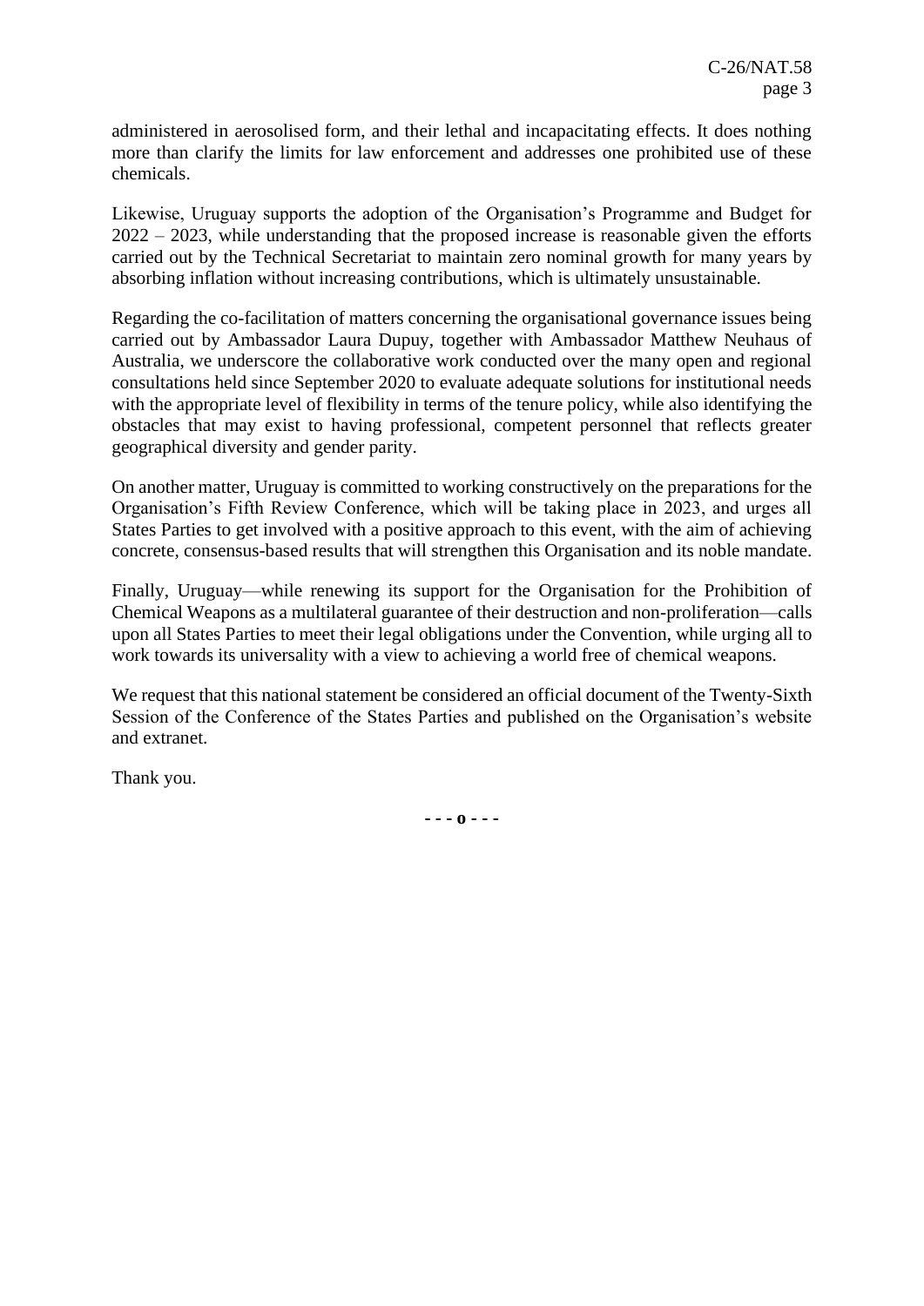administered in aerosolised form, and their lethal and incapacitating effects. It does nothing more than clarify the limits for law enforcement and addresses one prohibited use of these chemicals.

Likewise, Uruguay supports the adoption of the Organisation's Programme and Budget for 2022 – 2023, while understanding that the proposed increase is reasonable given the efforts carried out by the Technical Secretariat to maintain zero nominal growth for many years by absorbing inflation without increasing contributions, which is ultimately unsustainable.

Regarding the co-facilitation of matters concerning the organisational governance issues being carried out by Ambassador Laura Dupuy, together with Ambassador Matthew Neuhaus of Australia, we underscore the collaborative work conducted over the many open and regional consultations held since September 2020 to evaluate adequate solutions for institutional needs with the appropriate level of flexibility in terms of the tenure policy, while also identifying the obstacles that may exist to having professional, competent personnel that reflects greater geographical diversity and gender parity.

On another matter, Uruguay is committed to working constructively on the preparations for the Organisation's Fifth Review Conference, which will be taking place in 2023, and urges all States Parties to get involved with a positive approach to this event, with the aim of achieving concrete, consensus-based results that will strengthen this Organisation and its noble mandate.

Finally, Uruguay—while renewing its support for the Organisation for the Prohibition of Chemical Weapons as a multilateral guarantee of their destruction and non-proliferation—calls upon all States Parties to meet their legal obligations under the Convention, while urging all to work towards its universality with a view to achieving a world free of chemical weapons.

We request that this national statement be considered an official document of the Twenty-Sixth Session of the Conference of the States Parties and published on the Organisation's website and extranet.

Thank you.

**- - - o - - -**